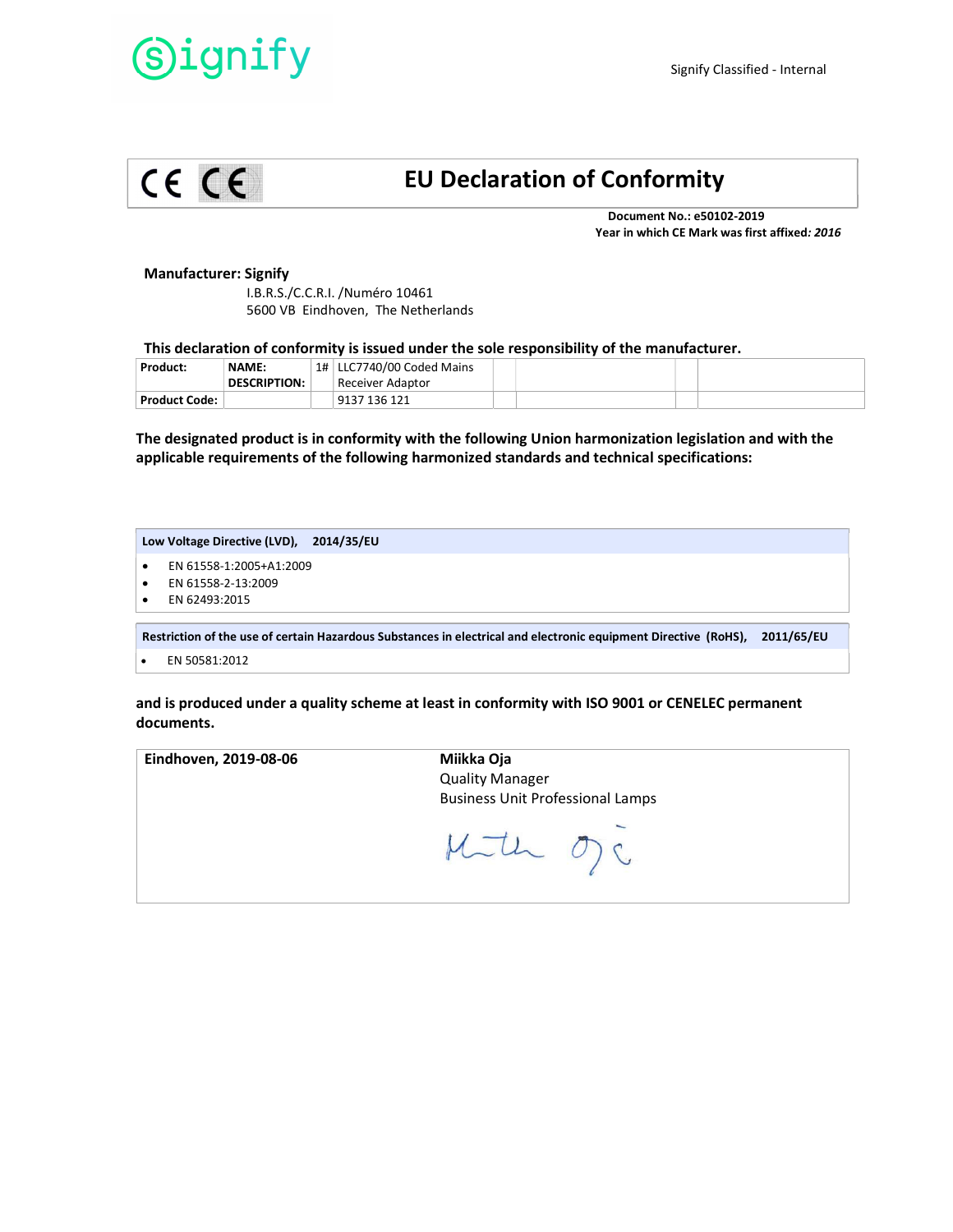Signify Classified - Internal

# EU Declaration of Conformity

**Document No.: e50102-2019**
**Year in which CE Mark was first affixed: *2016***

**Manufacturer: Signify**

I.B.R.S./C.C.R.I. /Numéro 10461
5600 VB Eindhoven, The Netherlands

**This declaration of conformity is issued under the sole responsibility of the manufacturer.**

| **Product:** | **NAME: DESCRIPTION:** | 1# | LLC7740/00 Coded Mains Receiver Adaptor | | | | |
|---|---|---|---|---|---|---|---|
| **Product Code:** | | | 9137 136 121 | | | | |

**The designated product is in conformity with the following Union harmonization legislation and with the applicable requirements of the following harmonized standards and technical specifications:**

**Low Voltage Directive (LVD), 2014/35/EU**

- EN 61558-1:2005+A1:2009
- EN 61558-2-13:2009
- EN 62493:2015

**Restriction of the use of certain Hazardous Substances in electrical and electronic equipment Directive (RoHS), 2011/65/EU**

- EN 50581:2012

**and is produced under a quality scheme at least in conformity with ISO 9001 or CENELEC permanent documents.**

**Eindhoven, 2019-08-06**

**Miikka Oja**
Quality Manager
Business Unit Professional Lamps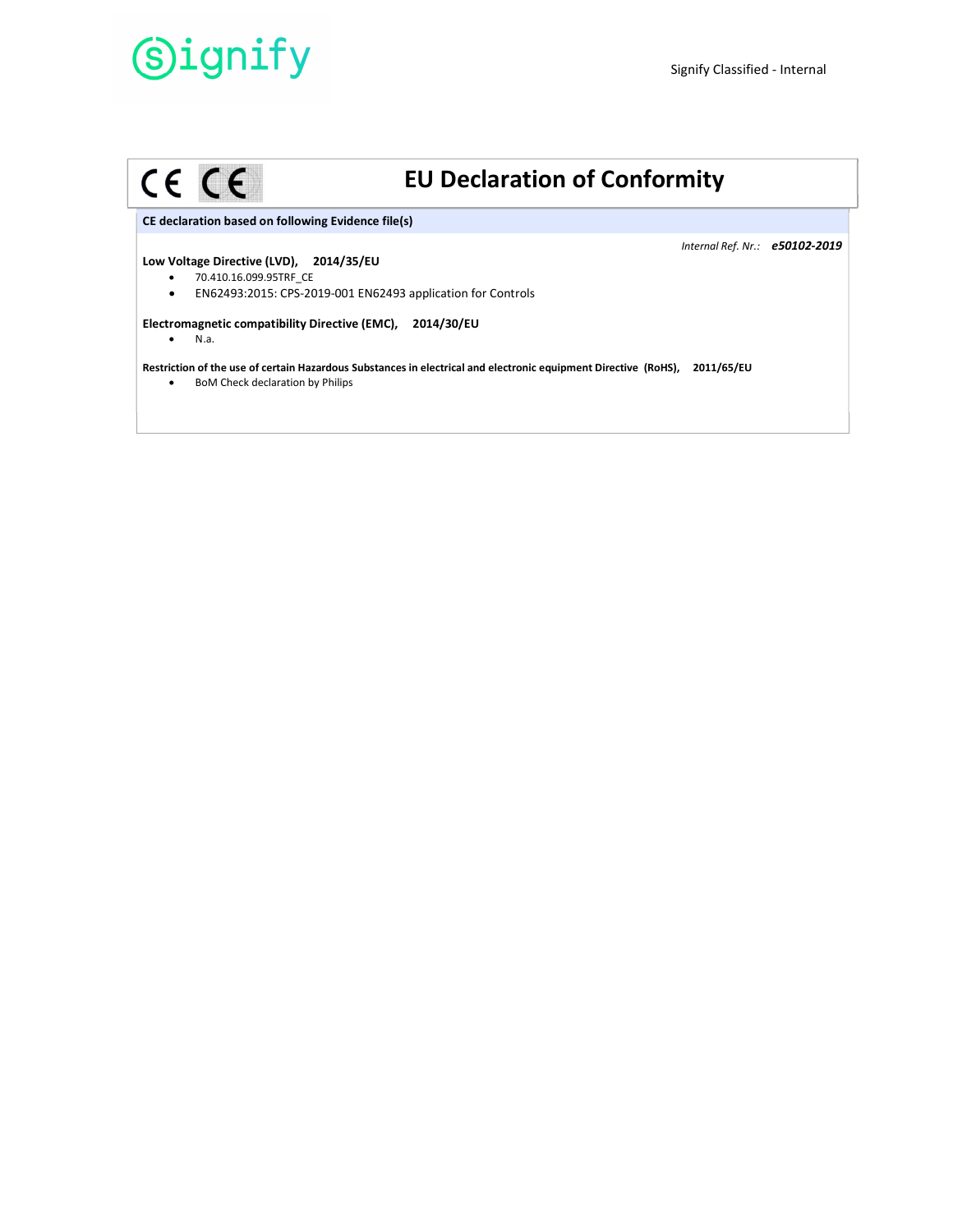# EU Declaration of Conformity

**CE declaration based on following Evidence file(s)**

*Internal Ref. Nr.:* ***e50102-2019***

**Low Voltage Directive (LVD), 2014/35/EU**

- 70.410.16.099.95TRF_CE
- EN62493:2015: CPS-2019-001 EN62493 application for Controls

**Electromagnetic compatibility Directive (EMC), 2014/30/EU**

- N.a.

**Restriction of the use of certain Hazardous Substances in electrical and electronic equipment Directive (RoHS), 2011/65/EU**

- BoM Check declaration by Philips